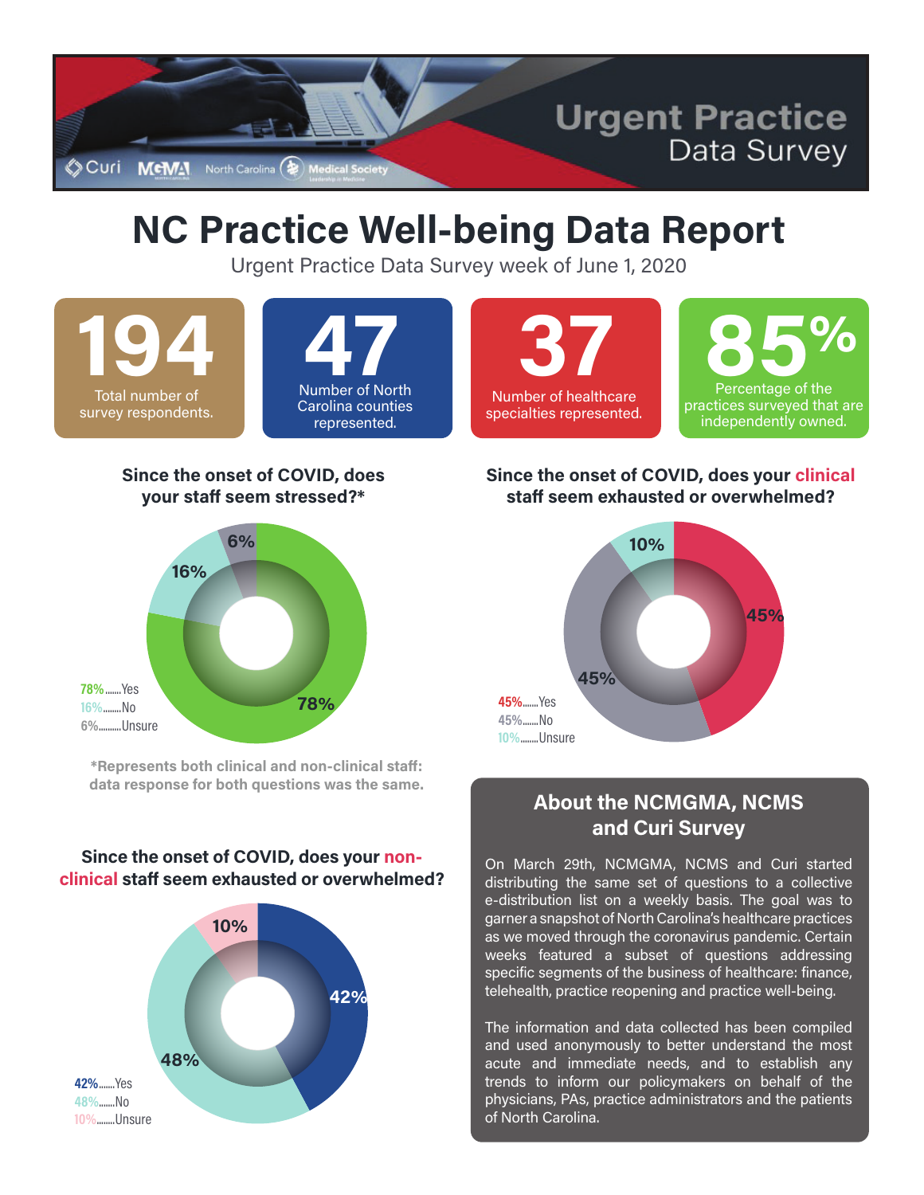# Urgent Practice Data Survey

Curi | MGMA North Carolina | Medical Society

# NC Practice Well-being Data Report

Urgent Practice Data Survey week of June 1, 2020

**194** Total number of survey respondents.

**47** Number of North Carolina counties represented.

**37** Number of healthcare specialties represented.

**85%** Percentage of the practices surveyed that are independently owned.

### Since the onset of COVID, does your staff seem stressed?*

78%.......Yes
16%.......No
6%.........Unsure

*Represents both clinical and non-clinical staff: data response for both questions was the same.

### Since the onset of COVID, does your clinical staff seem exhausted or overwhelmed?

45%.......Yes
45%.......No
10%.......Unsure

### Since the onset of COVID, does your non-clinical staff seem exhausted or overwhelmed?

42%.......Yes
48%.......No
10%.......Unsure

## About the NCMGMA, NCMS and Curi Survey

On March 29th, NCMGMA, NCMS and Curi started distributing the same set of questions to a collective e-distribution list on a weekly basis. The goal was to garner a snapshot of North Carolina's healthcare practices as we moved through the coronavirus pandemic. Certain weeks featured a subset of questions addressing specific segments of the business of healthcare: finance, telehealth, practice reopening and practice well-being.

The information and data collected has been compiled and used anonymously to better understand the most acute and immediate needs, and to establish any trends to inform our policymakers on behalf of the physicians, PAs, practice administrators and the patients of North Carolina.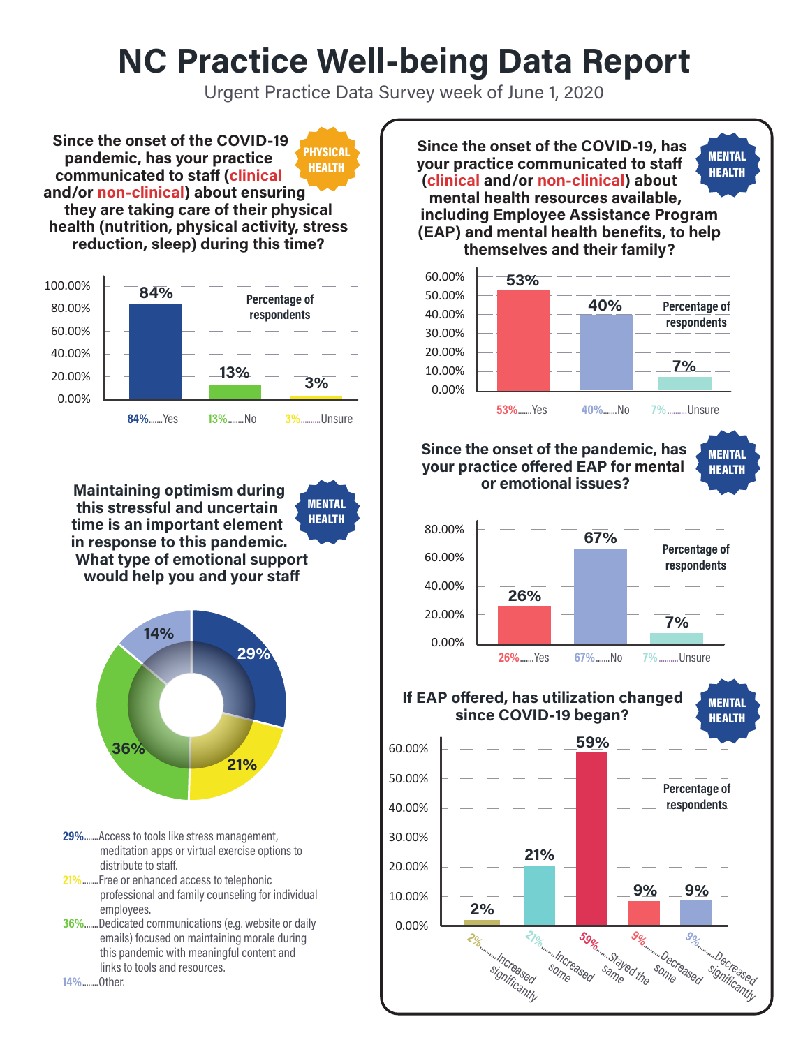# NC Practice Well-being Data Report

Urgent Practice Data Survey week of June 1, 2020

### Since the onset of the COVID-19 pandemic, has your practice communicated to staff (clinical and/or non-clinical) about ensuring they are taking care of their physical health (nutrition, physical activity, stress reduction, sleep) during this time?

PHYSICAL HEALTH

Percentage of respondents

| Response | Percentage |
| --- | --- |
| Yes | 84% |
| No | 13% |
| Unsure | 3% |

### Maintaining optimism during this stressful and uncertain time is an important element in response to this pandemic. What type of emotional support would help you and your staff

MENTAL HEALTH

- 29%.......Access to tools like stress management, meditation apps or virtual exercise options to distribute to staff.
- 21%.......Free or enhanced access to telephonic professional and family counseling for individual employees.
- 36%.......Dedicated communications (e.g. website or daily emails) focused on maintaining morale during this pandemic with meaningful content and links to tools and resources.
- 14%.......Other.

### Since the onset of the COVID-19, has your practice communicated to staff (clinical and/or non-clinical) about mental health resources available, including Employee Assistance Program (EAP) and mental health benefits, to help themselves and their family?

MENTAL HEALTH

Percentage of respondents

| Response | Percentage |
| --- | --- |
| Yes | 53% |
| No | 40% |
| Unsure | 7% |

### Since the onset of the pandemic, has your practice offered EAP for mental or emotional issues?

MENTAL HEALTH

Percentage of respondents

| Response | Percentage |
| --- | --- |
| Yes | 26% |
| No | 67% |
| Unsure | 7% |

### If EAP offered, has utilization changed since COVID-19 began?

MENTAL HEALTH

Percentage of respondents

| Response | Percentage |
| --- | --- |
| Increased significantly | 2% |
| Increased some | 21% |
| Stayed the same | 59% |
| Decreased some | 9% |
| Decreased significantly | 9% |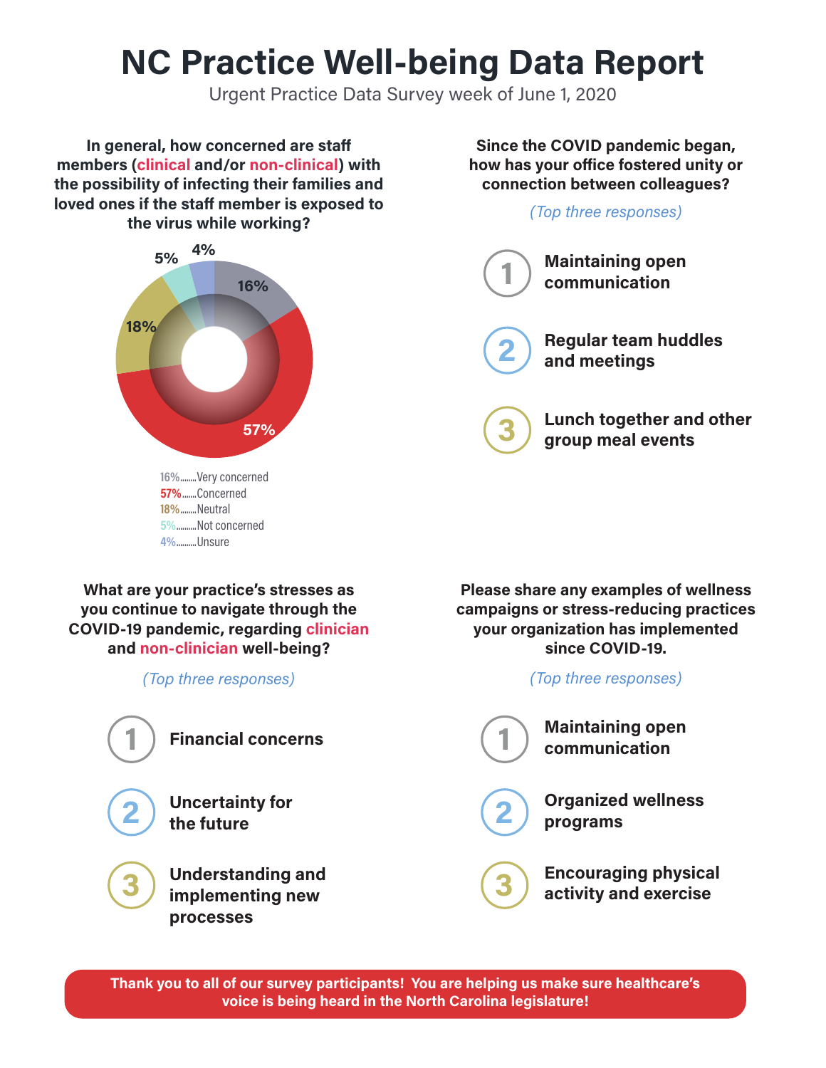# NC Practice Well-being Data Report

Urgent Practice Data Survey week of June 1, 2020

**In general, how concerned are staff members (clinical and/or non-clinical) with the possibility of infecting their families and loved ones if the staff member is exposed to the virus while working?**

5%
4%
16%
18%
57%

16%........Very concerned
57%........Concerned
18%........Neutral
5%........Not concerned
4%........Unsure

**Since the COVID pandemic began, how has your office fostered unity or connection between colleagues?**

*(Top three responses)*

1. **Maintaining open communication**
2. **Regular team huddles and meetings**
3. **Lunch together and other group meal events**

**What are your practice's stresses as you continue to navigate through the COVID-19 pandemic, regarding clinician and non-clinician well-being?**

*(Top three responses)*

1. **Financial concerns**
2. **Uncertainty for the future**
3. **Understanding and implementing new processes**

**Please share any examples of wellness campaigns or stress-reducing practices your organization has implemented since COVID-19.**

*(Top three responses)*

1. **Maintaining open communication**
2. **Organized wellness programs**
3. **Encouraging physical activity and exercise**

**Thank you to all of our survey participants! You are helping us make sure healthcare's voice is being heard in the North Carolina legislature!**